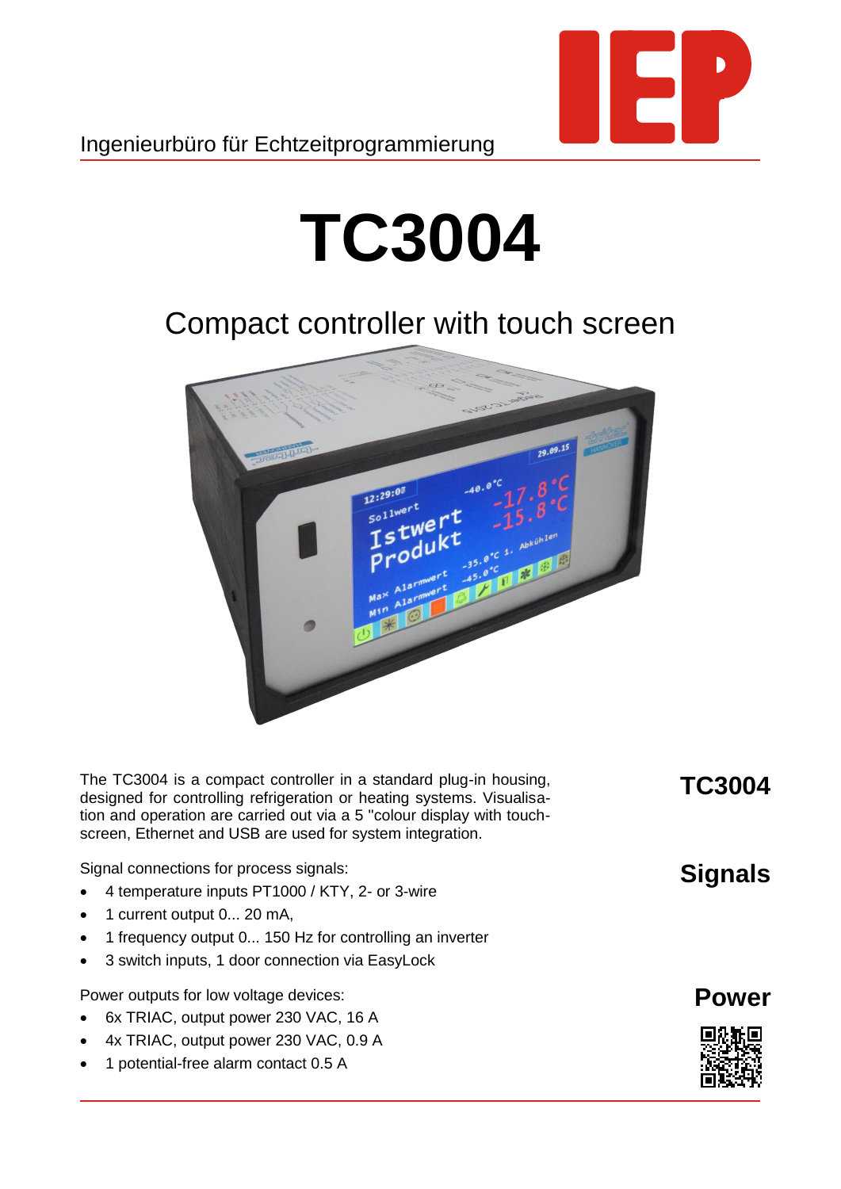Ingenieurbüro für Echtzeitprogrammierung

# TC3004

## Compact controller with touch screen

### TC3004

The TC3004 is a compact controller in a standard plug-in housing, designed for controlling refrigeration or heating systems. Visualisation and operation are carried out via a 5 "colour display with touch-screen, Ethernet and USB are used for system integration.

### Signals

Signal connections for process signals:

- 4 temperature inputs PT1000 / KTY, 2- or 3-wire
- 1 current output 0... 20 mA,
- 1 frequency output 0... 150 Hz for controlling an inverter
- 3 switch inputs, 1 door connection via EasyLock

### Power

Power outputs for low voltage devices:

- 6x TRIAC, output power 230 VAC, 16 A
- 4x TRIAC, output power 230 VAC, 0.9 A
- 1 potential-free alarm contact 0.5 A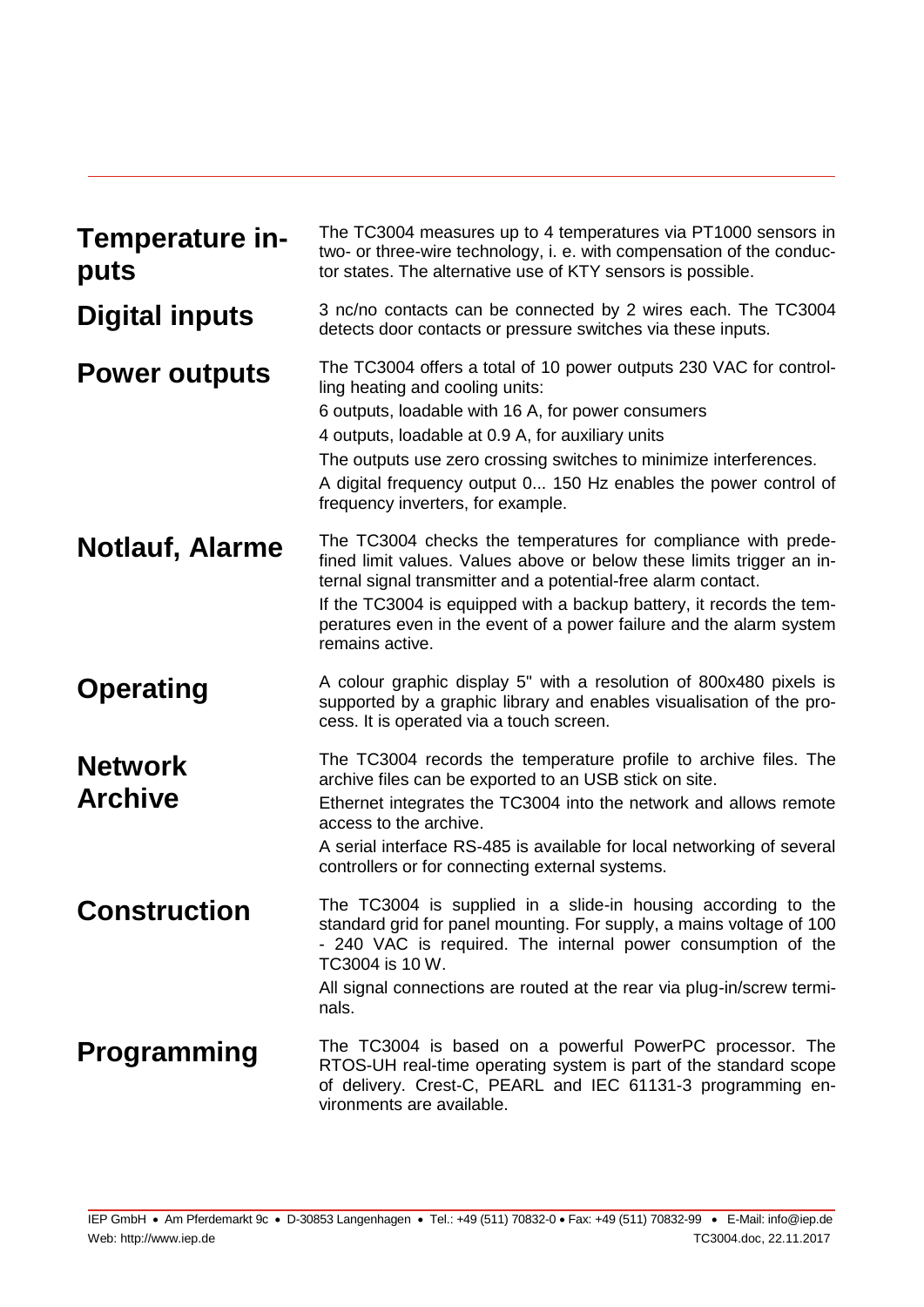## Temperature inputs

The TC3004 measures up to 4 temperatures via PT1000 sensors in two- or three-wire technology, i. e. with compensation of the conductor states. The alternative use of KTY sensors is possible.

## Digital inputs

3 nc/no contacts can be connected by 2 wires each. The TC3004 detects door contacts or pressure switches via these inputs.

## Power outputs

The TC3004 offers a total of 10 power outputs 230 VAC for controlling heating and cooling units:

6 outputs, loadable with 16 A, for power consumers

4 outputs, loadable at 0.9 A, for auxiliary units

The outputs use zero crossing switches to minimize interferences.

A digital frequency output 0... 150 Hz enables the power control of frequency inverters, for example.

## Notlauf, Alarme

The TC3004 checks the temperatures for compliance with predefined limit values. Values above or below these limits trigger an internal signal transmitter and a potential-free alarm contact.

If the TC3004 is equipped with a backup battery, it records the temperatures even in the event of a power failure and the alarm system remains active.

## Operating

A colour graphic display 5" with a resolution of 800x480 pixels is supported by a graphic library and enables visualisation of the process. It is operated via a touch screen.

## Network Archive

The TC3004 records the temperature profile to archive files. The archive files can be exported to an USB stick on site.

Ethernet integrates the TC3004 into the network and allows remote access to the archive.

A serial interface RS-485 is available for local networking of several controllers or for connecting external systems.

## Construction

The TC3004 is supplied in a slide-in housing according to the standard grid for panel mounting. For supply, a mains voltage of 100 - 240 VAC is required. The internal power consumption of the TC3004 is 10 W.

All signal connections are routed at the rear via plug-in/screw terminals.

## Programming

The TC3004 is based on a powerful PowerPC processor. The RTOS-UH real-time operating system is part of the standard scope of delivery. Crest-C, PEARL and IEC 61131-3 programming environments are available.